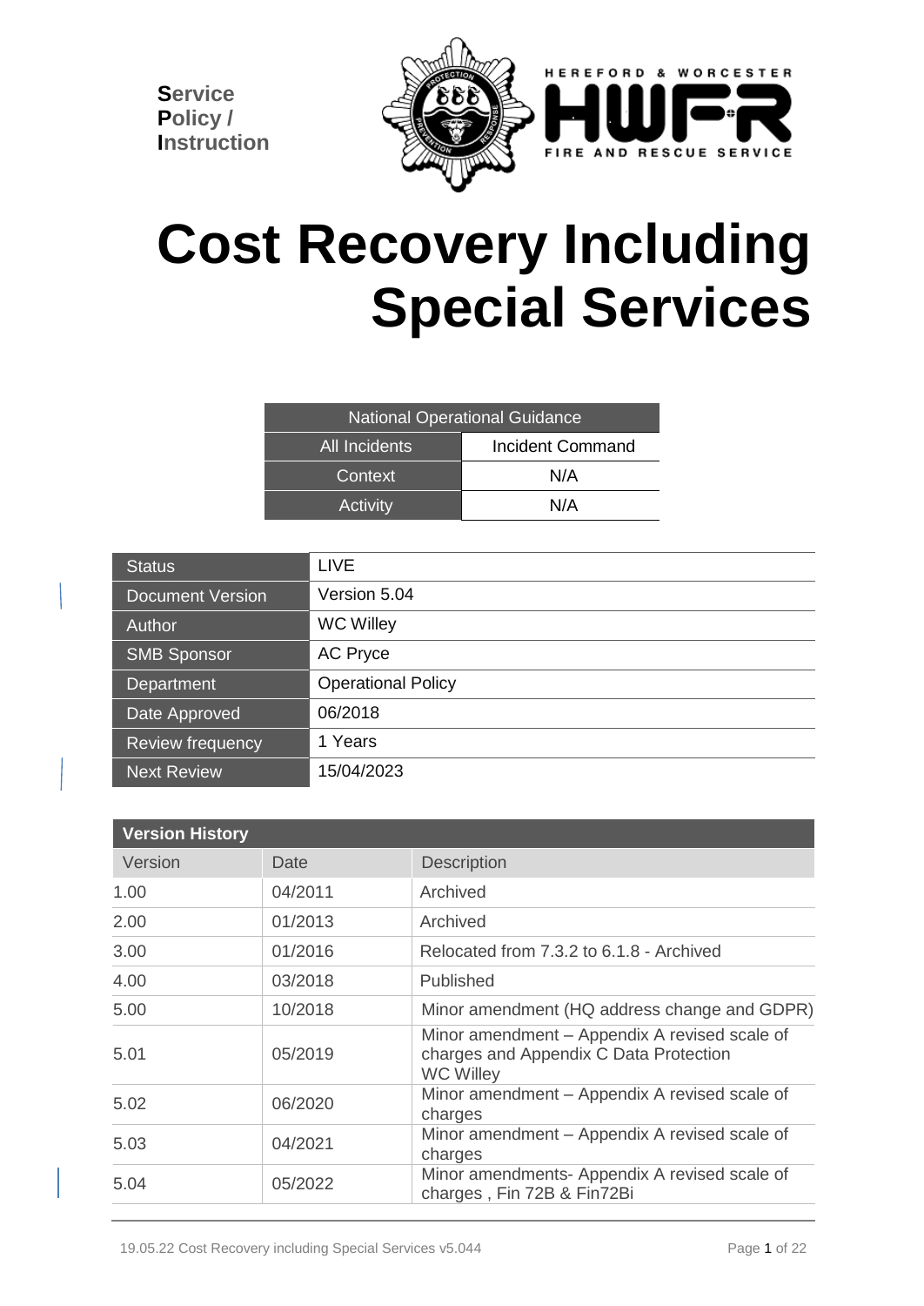**Service Policy / Instruction**

HEREFORD & WORCESTER HWFR FIRE AND RESCUE SERVICE

# Cost Recovery Including Special Services

| National Operational Guidance | |
|---|---|
| All Incidents | Incident Command |
| Context | N/A |
| Activity | N/A |

| | |
|---|---|
| Status | LIVE |
| Document Version | Version 5.04 |
| Author | WC Willey |
| SMB Sponsor | AC Pryce |
| Department | Operational Policy |
| Date Approved | 06/2018 |
| Review frequency | 1 Years |
| Next Review | 15/04/2023 |

| Version History | | |
|---|---|---|
| Version | Date | Description |
| 1.00 | 04/2011 | Archived |
| 2.00 | 01/2013 | Archived |
| 3.00 | 01/2016 | Relocated from 7.3.2 to 6.1.8 - Archived |
| 4.00 | 03/2018 | Published |
| 5.00 | 10/2018 | Minor amendment (HQ address change and GDPR) |
| 5.01 | 05/2019 | Minor amendment – Appendix A revised scale of charges and Appendix C Data Protection WC Willey |
| 5.02 | 06/2020 | Minor amendment – Appendix A revised scale of charges |
| 5.03 | 04/2021 | Minor amendment – Appendix A revised scale of charges |
| 5.04 | 05/2022 | Minor amendments- Appendix A revised scale of charges , Fin 72B & Fin72Bi |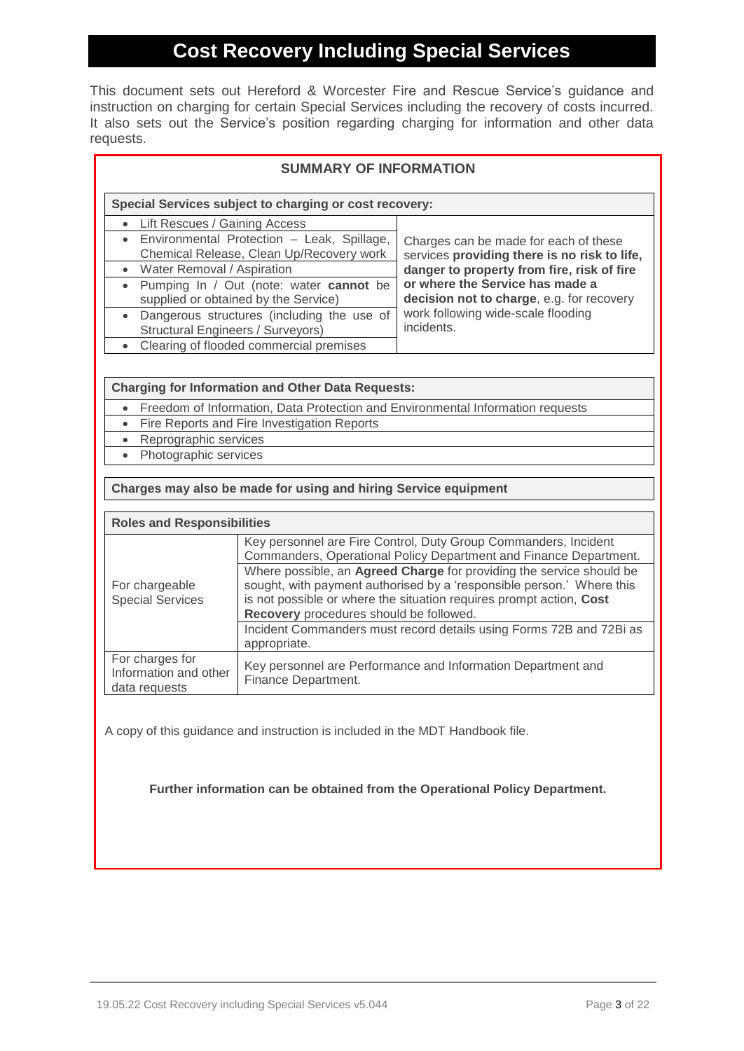# Cost Recovery Including Special Services

This document sets out Hereford & Worcester Fire and Rescue Service's guidance and instruction on charging for certain Special Services including the recovery of costs incurred. It also sets out the Service's position regarding charging for information and other data requests.

## SUMMARY OF INFORMATION

| Special Services subject to charging or cost recovery: | |
|---|---|
| • Lift Rescues / Gaining Access<br>• Environmental Protection – Leak, Spillage, Chemical Release, Clean Up/Recovery work<br>• Water Removal / Aspiration<br>• Pumping In / Out (note: water **cannot** be supplied or obtained by the Service)<br>• Dangerous structures (including the use of Structural Engineers / Surveyors)<br>• Clearing of flooded commercial premises | Charges can be made for each of these services **providing there is no risk to life, danger to property from fire, risk of fire or where the Service has made a decision not to charge**, e.g. for recovery work following wide-scale flooding incidents. |

| Charging for Information and Other Data Requests: |
|---|
| • Freedom of Information, Data Protection and Environmental Information requests |
| • Fire Reports and Fire Investigation Reports |
| • Reprographic services |
| • Photographic services |

**Charges may also be made for using and hiring Service equipment**

| Roles and Responsibilities | |
|---|---|
| For chargeable Special Services | Key personnel are Fire Control, Duty Group Commanders, Incident Commanders, Operational Policy Department and Finance Department. |
| | Where possible, an **Agreed Charge** for providing the service should be sought, with payment authorised by a 'responsible person.' Where this is not possible or where the situation requires prompt action, **Cost Recovery** procedures should be followed. |
| | Incident Commanders must record details using Forms 72B and 72Bi as appropriate. |
| For charges for Information and other data requests | Key personnel are Performance and Information Department and Finance Department. |

A copy of this guidance and instruction is included in the MDT Handbook file.

**Further information can be obtained from the Operational Policy Department.**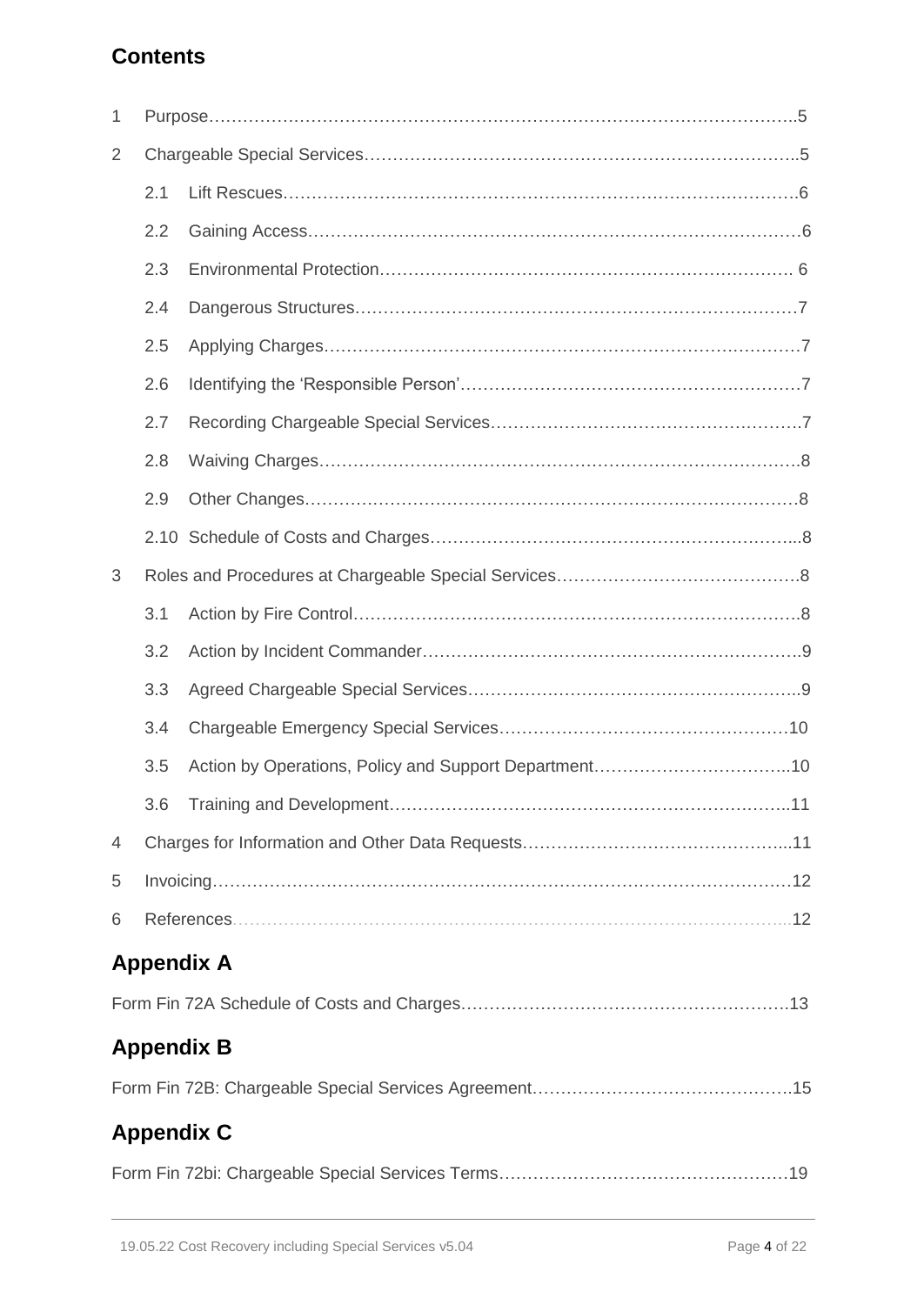## Contents

1 Purpose……………………………………………………………………………………….5

2 Chargeable Special Services…………………………………………………………………..5

  2.1 Lift Rescues……………………………………………………………………………….6

  2.2 Gaining Access……………………………………………………………………………6

  2.3 Environmental Protection……………………………………………………………… 6

  2.4 Dangerous Structures……………………………………………………………………7

  2.5 Applying Charges…………………………………………………………………………7

  2.6 Identifying the 'Responsible Person'……………………………………………………7

  2.7 Recording Chargeable Special Services………………………………………………7

  2.8 Waiving Charges…………………………………………………………………………8

  2.9 Other Changes……………………………………………………………………………8

  2.10 Schedule of Costs and Charges……………………………………………………...8

3 Roles and Procedures at Chargeable Special Services……………………………………8

  3.1 Action by Fire Control……………………………………………………………………8

  3.2 Action by Incident Commander…………………………………………………………9

  3.3 Agreed Chargeable Special Services…………………………………………………..9

  3.4 Chargeable Emergency Special Services……………………………………………10

  3.5 Action by Operations, Policy and Support Department……………………………..10

  3.6 Training and Development……………………………………………………………..11

4 Charges for Information and Other Data Requests………………………………………...11

5 Invoicing…………………………………………………………………………………………12

6 References………………………………………………………………………………………12

## Appendix A

Form Fin 72A Schedule of Costs and Charges…………………………………………………..13

## Appendix B

Form Fin 72B: Chargeable Special Services Agreement………………………………………..15

## Appendix C

Form Fin 72bi: Chargeable Special Services Terms……………………………………………19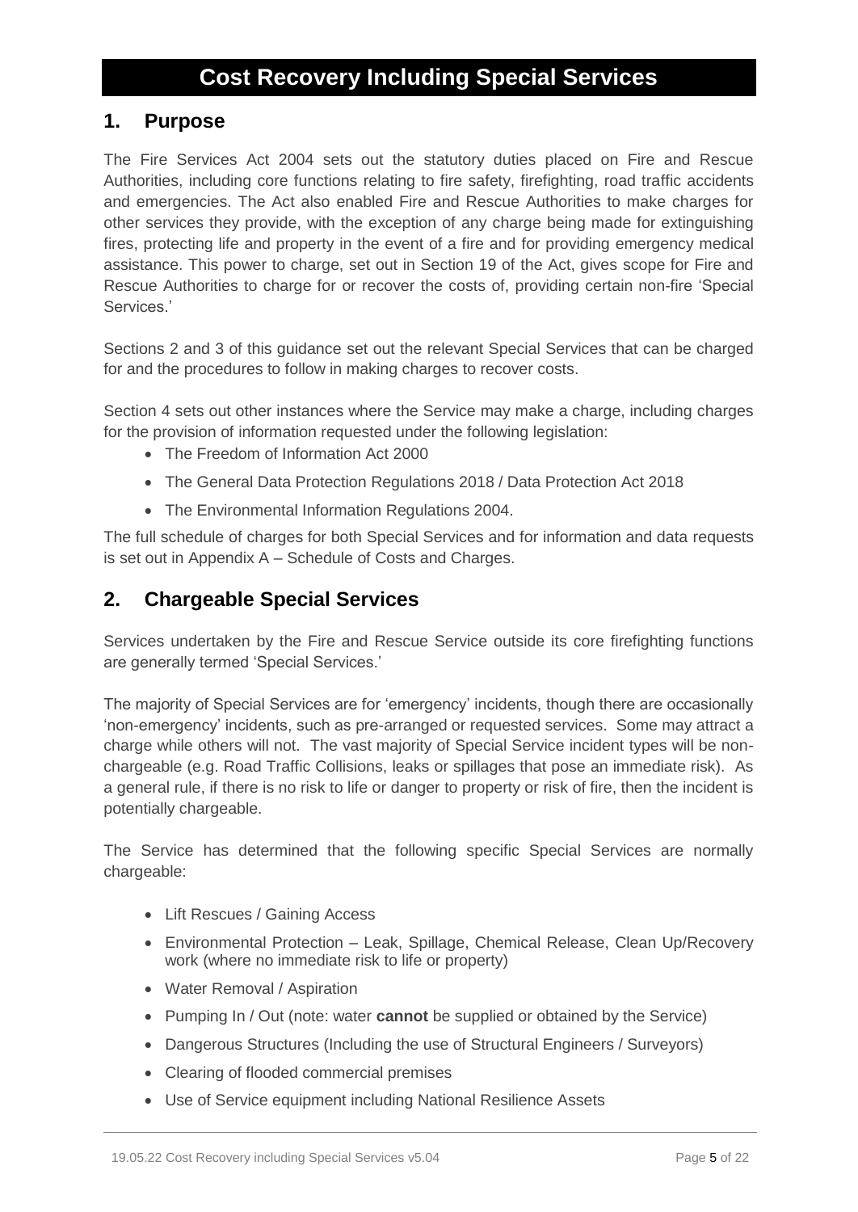# Cost Recovery Including Special Services

## 1. Purpose

The Fire Services Act 2004 sets out the statutory duties placed on Fire and Rescue Authorities, including core functions relating to fire safety, firefighting, road traffic accidents and emergencies. The Act also enabled Fire and Rescue Authorities to make charges for other services they provide, with the exception of any charge being made for extinguishing fires, protecting life and property in the event of a fire and for providing emergency medical assistance. This power to charge, set out in Section 19 of the Act, gives scope for Fire and Rescue Authorities to charge for or recover the costs of, providing certain non-fire 'Special Services.'

Sections 2 and 3 of this guidance set out the relevant Special Services that can be charged for and the procedures to follow in making charges to recover costs.

Section 4 sets out other instances where the Service may make a charge, including charges for the provision of information requested under the following legislation:

- The Freedom of Information Act 2000
- The General Data Protection Regulations 2018 / Data Protection Act 2018
- The Environmental Information Regulations 2004.

The full schedule of charges for both Special Services and for information and data requests is set out in Appendix A – Schedule of Costs and Charges.

## 2. Chargeable Special Services

Services undertaken by the Fire and Rescue Service outside its core firefighting functions are generally termed 'Special Services.'

The majority of Special Services are for 'emergency' incidents, though there are occasionally 'non-emergency' incidents, such as pre-arranged or requested services. Some may attract a charge while others will not. The vast majority of Special Service incident types will be non-chargeable (e.g. Road Traffic Collisions, leaks or spillages that pose an immediate risk). As a general rule, if there is no risk to life or danger to property or risk of fire, then the incident is potentially chargeable.

The Service has determined that the following specific Special Services are normally chargeable:

- Lift Rescues / Gaining Access
- Environmental Protection – Leak, Spillage, Chemical Release, Clean Up/Recovery work (where no immediate risk to life or property)
- Water Removal / Aspiration
- Pumping In / Out (note: water **cannot** be supplied or obtained by the Service)
- Dangerous Structures (Including the use of Structural Engineers / Surveyors)
- Clearing of flooded commercial premises
- Use of Service equipment including National Resilience Assets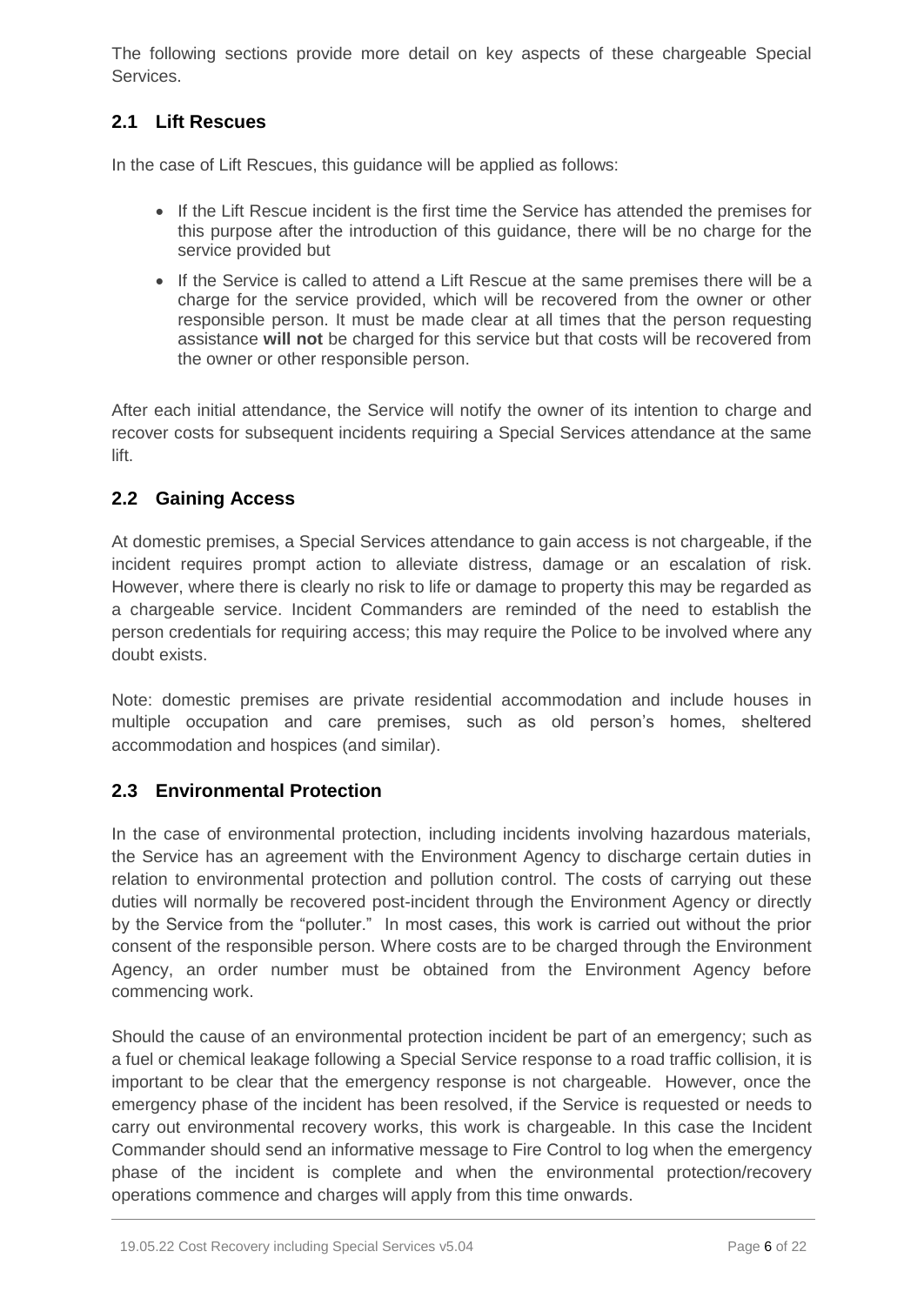The following sections provide more detail on key aspects of these chargeable Special Services.

## 2.1 Lift Rescues

In the case of Lift Rescues, this guidance will be applied as follows:

- If the Lift Rescue incident is the first time the Service has attended the premises for this purpose after the introduction of this guidance, there will be no charge for the service provided but
- If the Service is called to attend a Lift Rescue at the same premises there will be a charge for the service provided, which will be recovered from the owner or other responsible person. It must be made clear at all times that the person requesting assistance **will not** be charged for this service but that costs will be recovered from the owner or other responsible person.

After each initial attendance, the Service will notify the owner of its intention to charge and recover costs for subsequent incidents requiring a Special Services attendance at the same lift.

## 2.2 Gaining Access

At domestic premises, a Special Services attendance to gain access is not chargeable, if the incident requires prompt action to alleviate distress, damage or an escalation of risk. However, where there is clearly no risk to life or damage to property this may be regarded as a chargeable service. Incident Commanders are reminded of the need to establish the person credentials for requiring access; this may require the Police to be involved where any doubt exists.

Note: domestic premises are private residential accommodation and include houses in multiple occupation and care premises, such as old person's homes, sheltered accommodation and hospices (and similar).

## 2.3 Environmental Protection

In the case of environmental protection, including incidents involving hazardous materials, the Service has an agreement with the Environment Agency to discharge certain duties in relation to environmental protection and pollution control. The costs of carrying out these duties will normally be recovered post-incident through the Environment Agency or directly by the Service from the "polluter." In most cases, this work is carried out without the prior consent of the responsible person. Where costs are to be charged through the Environment Agency, an order number must be obtained from the Environment Agency before commencing work.

Should the cause of an environmental protection incident be part of an emergency; such as a fuel or chemical leakage following a Special Service response to a road traffic collision, it is important to be clear that the emergency response is not chargeable. However, once the emergency phase of the incident has been resolved, if the Service is requested or needs to carry out environmental recovery works, this work is chargeable. In this case the Incident Commander should send an informative message to Fire Control to log when the emergency phase of the incident is complete and when the environmental protection/recovery operations commence and charges will apply from this time onwards.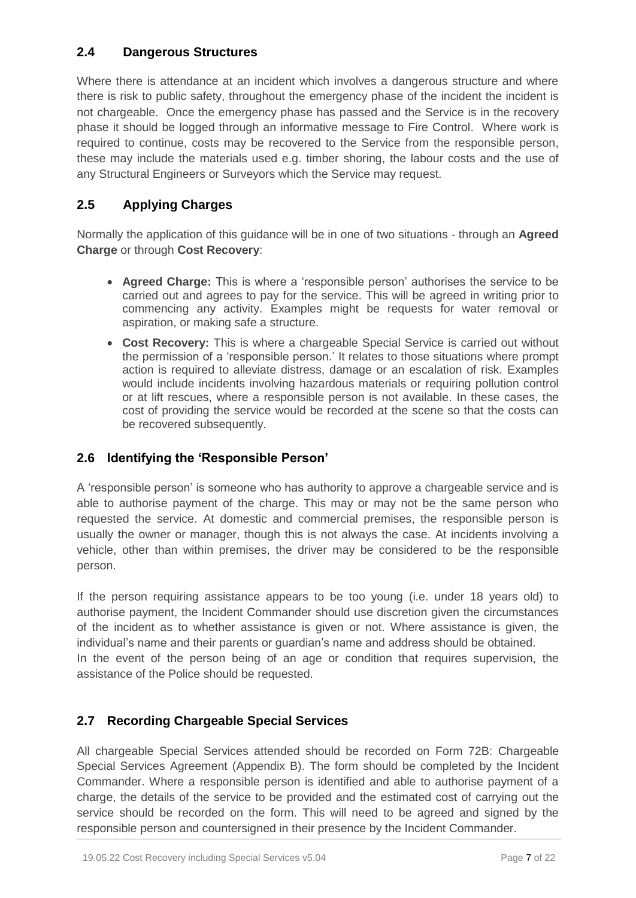## 2.4 Dangerous Structures

Where there is attendance at an incident which involves a dangerous structure and where there is risk to public safety, throughout the emergency phase of the incident the incident is not chargeable. Once the emergency phase has passed and the Service is in the recovery phase it should be logged through an informative message to Fire Control. Where work is required to continue, costs may be recovered to the Service from the responsible person, these may include the materials used e.g. timber shoring, the labour costs and the use of any Structural Engineers or Surveyors which the Service may request.

## 2.5 Applying Charges

Normally the application of this guidance will be in one of two situations - through an **Agreed Charge** or through **Cost Recovery**:

- **Agreed Charge:** This is where a 'responsible person' authorises the service to be carried out and agrees to pay for the service. This will be agreed in writing prior to commencing any activity. Examples might be requests for water removal or aspiration, or making safe a structure.
- **Cost Recovery:** This is where a chargeable Special Service is carried out without the permission of a 'responsible person.' It relates to those situations where prompt action is required to alleviate distress, damage or an escalation of risk. Examples would include incidents involving hazardous materials or requiring pollution control or at lift rescues, where a responsible person is not available. In these cases, the cost of providing the service would be recorded at the scene so that the costs can be recovered subsequently.

## 2.6 Identifying the 'Responsible Person'

A 'responsible person' is someone who has authority to approve a chargeable service and is able to authorise payment of the charge. This may or may not be the same person who requested the service. At domestic and commercial premises, the responsible person is usually the owner or manager, though this is not always the case. At incidents involving a vehicle, other than within premises, the driver may be considered to be the responsible person.

If the person requiring assistance appears to be too young (i.e. under 18 years old) to authorise payment, the Incident Commander should use discretion given the circumstances of the incident as to whether assistance is given or not. Where assistance is given, the individual's name and their parents or guardian's name and address should be obtained.
In the event of the person being of an age or condition that requires supervision, the assistance of the Police should be requested.

## 2.7 Recording Chargeable Special Services

All chargeable Special Services attended should be recorded on Form 72B: Chargeable Special Services Agreement (Appendix B). The form should be completed by the Incident Commander. Where a responsible person is identified and able to authorise payment of a charge, the details of the service to be provided and the estimated cost of carrying out the service should be recorded on the form. This will need to be agreed and signed by the responsible person and countersigned in their presence by the Incident Commander.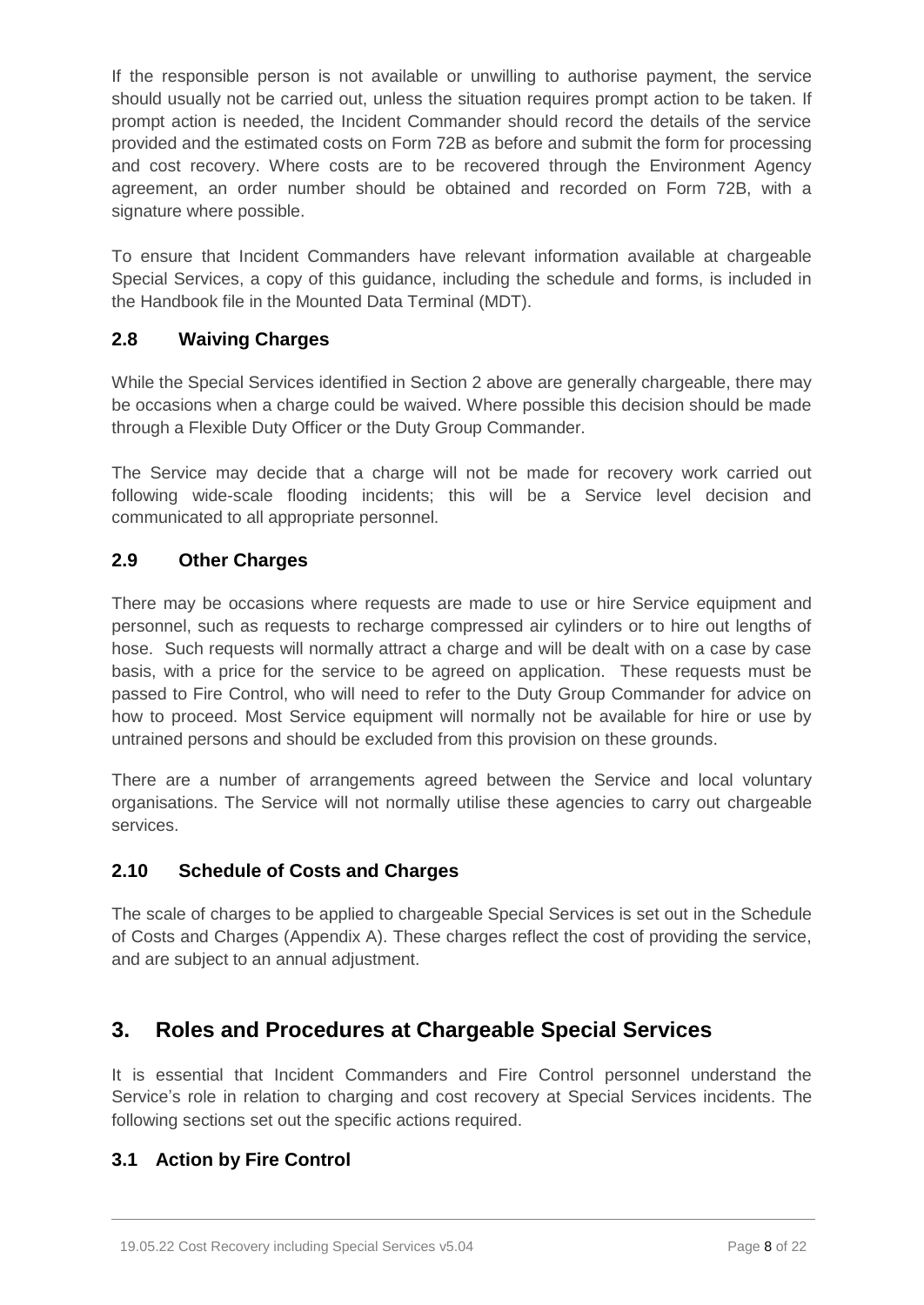If the responsible person is not available or unwilling to authorise payment, the service should usually not be carried out, unless the situation requires prompt action to be taken. If prompt action is needed, the Incident Commander should record the details of the service provided and the estimated costs on Form 72B as before and submit the form for processing and cost recovery. Where costs are to be recovered through the Environment Agency agreement, an order number should be obtained and recorded on Form 72B, with a signature where possible.

To ensure that Incident Commanders have relevant information available at chargeable Special Services, a copy of this guidance, including the schedule and forms, is included in the Handbook file in the Mounted Data Terminal (MDT).

### 2.8 Waiving Charges

While the Special Services identified in Section 2 above are generally chargeable, there may be occasions when a charge could be waived. Where possible this decision should be made through a Flexible Duty Officer or the Duty Group Commander.

The Service may decide that a charge will not be made for recovery work carried out following wide-scale flooding incidents; this will be a Service level decision and communicated to all appropriate personnel.

### 2.9 Other Charges

There may be occasions where requests are made to use or hire Service equipment and personnel, such as requests to recharge compressed air cylinders or to hire out lengths of hose. Such requests will normally attract a charge and will be dealt with on a case by case basis, with a price for the service to be agreed on application. These requests must be passed to Fire Control, who will need to refer to the Duty Group Commander for advice on how to proceed. Most Service equipment will normally not be available for hire or use by untrained persons and should be excluded from this provision on these grounds.

There are a number of arrangements agreed between the Service and local voluntary organisations. The Service will not normally utilise these agencies to carry out chargeable services.

### 2.10 Schedule of Costs and Charges

The scale of charges to be applied to chargeable Special Services is set out in the Schedule of Costs and Charges (Appendix A). These charges reflect the cost of providing the service, and are subject to an annual adjustment.

## 3. Roles and Procedures at Chargeable Special Services

It is essential that Incident Commanders and Fire Control personnel understand the Service's role in relation to charging and cost recovery at Special Services incidents. The following sections set out the specific actions required.

### 3.1 Action by Fire Control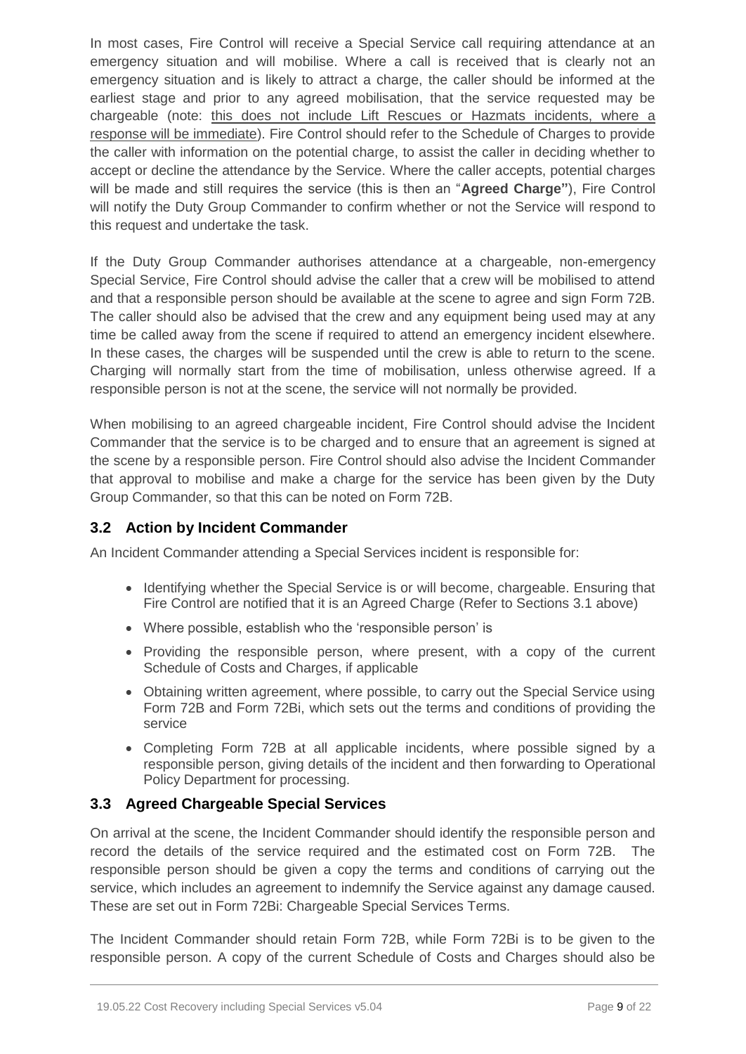In most cases, Fire Control will receive a Special Service call requiring attendance at an emergency situation and will mobilise. Where a call is received that is clearly not an emergency situation and is likely to attract a charge, the caller should be informed at the earliest stage and prior to any agreed mobilisation, that the service requested may be chargeable (note: <u>this does not include Lift Rescues or Hazmats incidents, where a response will be immediate</u>). Fire Control should refer to the Schedule of Charges to provide the caller with information on the potential charge, to assist the caller in deciding whether to accept or decline the attendance by the Service. Where the caller accepts, potential charges will be made and still requires the service (this is then an "**Agreed Charge"**), Fire Control will notify the Duty Group Commander to confirm whether or not the Service will respond to this request and undertake the task.

If the Duty Group Commander authorises attendance at a chargeable, non-emergency Special Service, Fire Control should advise the caller that a crew will be mobilised to attend and that a responsible person should be available at the scene to agree and sign Form 72B. The caller should also be advised that the crew and any equipment being used may at any time be called away from the scene if required to attend an emergency incident elsewhere. In these cases, the charges will be suspended until the crew is able to return to the scene. Charging will normally start from the time of mobilisation, unless otherwise agreed. If a responsible person is not at the scene, the service will not normally be provided.

When mobilising to an agreed chargeable incident, Fire Control should advise the Incident Commander that the service is to be charged and to ensure that an agreement is signed at the scene by a responsible person. Fire Control should also advise the Incident Commander that approval to mobilise and make a charge for the service has been given by the Duty Group Commander, so that this can be noted on Form 72B.

### 3.2 Action by Incident Commander

An Incident Commander attending a Special Services incident is responsible for:

- Identifying whether the Special Service is or will become, chargeable. Ensuring that Fire Control are notified that it is an Agreed Charge (Refer to Sections 3.1 above)
- Where possible, establish who the 'responsible person' is
- Providing the responsible person, where present, with a copy of the current Schedule of Costs and Charges, if applicable
- Obtaining written agreement, where possible, to carry out the Special Service using Form 72B and Form 72Bi, which sets out the terms and conditions of providing the service
- Completing Form 72B at all applicable incidents, where possible signed by a responsible person, giving details of the incident and then forwarding to Operational Policy Department for processing.

### 3.3 Agreed Chargeable Special Services

On arrival at the scene, the Incident Commander should identify the responsible person and record the details of the service required and the estimated cost on Form 72B. The responsible person should be given a copy the terms and conditions of carrying out the service, which includes an agreement to indemnify the Service against any damage caused. These are set out in Form 72Bi: Chargeable Special Services Terms.

The Incident Commander should retain Form 72B, while Form 72Bi is to be given to the responsible person. A copy of the current Schedule of Costs and Charges should also be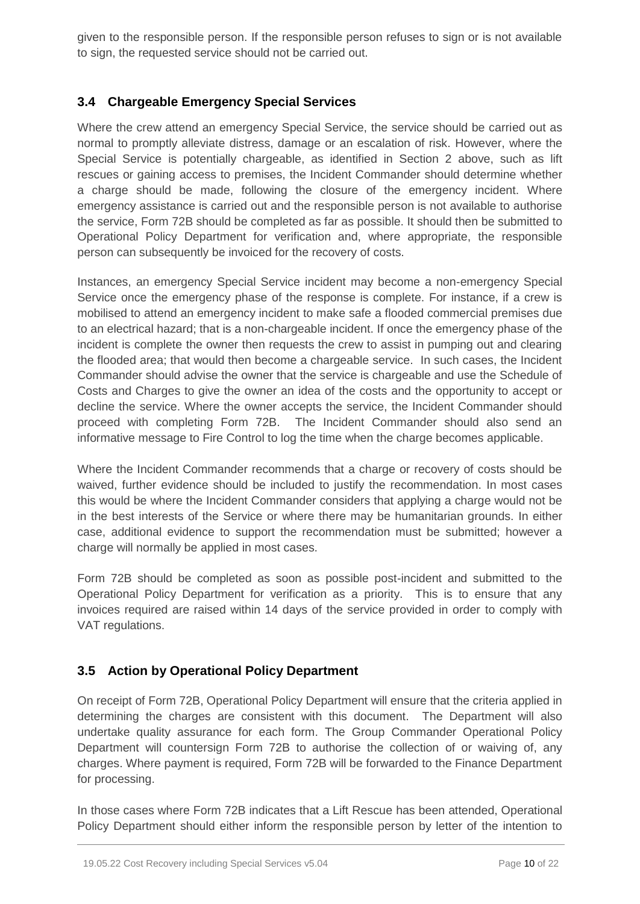given to the responsible person. If the responsible person refuses to sign or is not available to sign, the requested service should not be carried out.

### 3.4 Chargeable Emergency Special Services

Where the crew attend an emergency Special Service, the service should be carried out as normal to promptly alleviate distress, damage or an escalation of risk. However, where the Special Service is potentially chargeable, as identified in Section 2 above, such as lift rescues or gaining access to premises, the Incident Commander should determine whether a charge should be made, following the closure of the emergency incident. Where emergency assistance is carried out and the responsible person is not available to authorise the service, Form 72B should be completed as far as possible. It should then be submitted to Operational Policy Department for verification and, where appropriate, the responsible person can subsequently be invoiced for the recovery of costs.

Instances, an emergency Special Service incident may become a non-emergency Special Service once the emergency phase of the response is complete. For instance, if a crew is mobilised to attend an emergency incident to make safe a flooded commercial premises due to an electrical hazard; that is a non-chargeable incident. If once the emergency phase of the incident is complete the owner then requests the crew to assist in pumping out and clearing the flooded area; that would then become a chargeable service. In such cases, the Incident Commander should advise the owner that the service is chargeable and use the Schedule of Costs and Charges to give the owner an idea of the costs and the opportunity to accept or decline the service. Where the owner accepts the service, the Incident Commander should proceed with completing Form 72B. The Incident Commander should also send an informative message to Fire Control to log the time when the charge becomes applicable.

Where the Incident Commander recommends that a charge or recovery of costs should be waived, further evidence should be included to justify the recommendation. In most cases this would be where the Incident Commander considers that applying a charge would not be in the best interests of the Service or where there may be humanitarian grounds. In either case, additional evidence to support the recommendation must be submitted; however a charge will normally be applied in most cases.

Form 72B should be completed as soon as possible post-incident and submitted to the Operational Policy Department for verification as a priority. This is to ensure that any invoices required are raised within 14 days of the service provided in order to comply with VAT regulations.

### 3.5 Action by Operational Policy Department

On receipt of Form 72B, Operational Policy Department will ensure that the criteria applied in determining the charges are consistent with this document. The Department will also undertake quality assurance for each form. The Group Commander Operational Policy Department will countersign Form 72B to authorise the collection of or waiving of, any charges. Where payment is required, Form 72B will be forwarded to the Finance Department for processing.

In those cases where Form 72B indicates that a Lift Rescue has been attended, Operational Policy Department should either inform the responsible person by letter of the intention to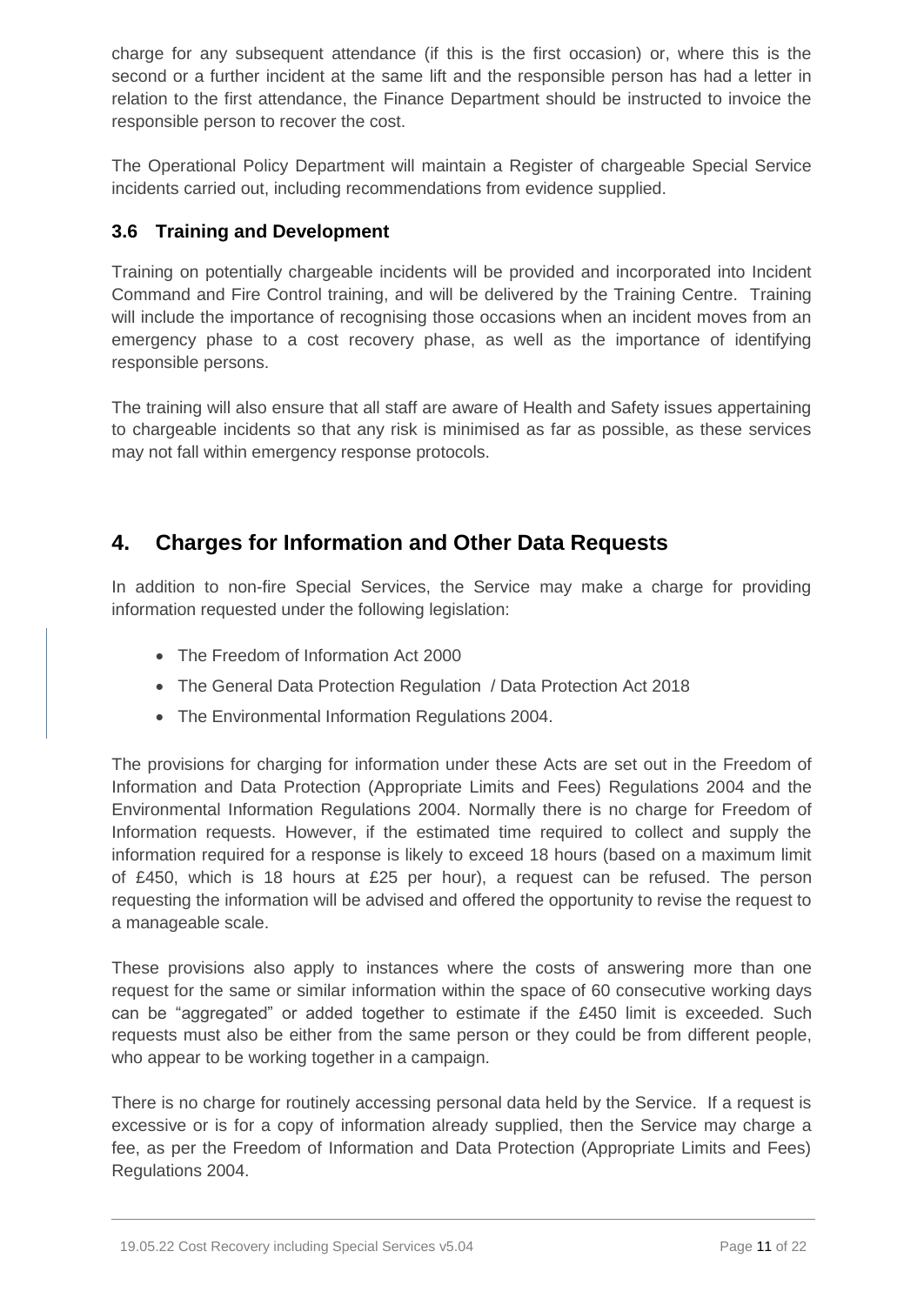charge for any subsequent attendance (if this is the first occasion) or, where this is the second or a further incident at the same lift and the responsible person has had a letter in relation to the first attendance, the Finance Department should be instructed to invoice the responsible person to recover the cost.

The Operational Policy Department will maintain a Register of chargeable Special Service incidents carried out, including recommendations from evidence supplied.

### 3.6 Training and Development

Training on potentially chargeable incidents will be provided and incorporated into Incident Command and Fire Control training, and will be delivered by the Training Centre. Training will include the importance of recognising those occasions when an incident moves from an emergency phase to a cost recovery phase, as well as the importance of identifying responsible persons.

The training will also ensure that all staff are aware of Health and Safety issues appertaining to chargeable incidents so that any risk is minimised as far as possible, as these services may not fall within emergency response protocols.

## 4. Charges for Information and Other Data Requests

In addition to non-fire Special Services, the Service may make a charge for providing information requested under the following legislation:

- The Freedom of Information Act 2000
- The General Data Protection Regulation / Data Protection Act 2018
- The Environmental Information Regulations 2004.

The provisions for charging for information under these Acts are set out in the Freedom of Information and Data Protection (Appropriate Limits and Fees) Regulations 2004 and the Environmental Information Regulations 2004. Normally there is no charge for Freedom of Information requests. However, if the estimated time required to collect and supply the information required for a response is likely to exceed 18 hours (based on a maximum limit of £450, which is 18 hours at £25 per hour), a request can be refused. The person requesting the information will be advised and offered the opportunity to revise the request to a manageable scale.

These provisions also apply to instances where the costs of answering more than one request for the same or similar information within the space of 60 consecutive working days can be "aggregated" or added together to estimate if the £450 limit is exceeded. Such requests must also be either from the same person or they could be from different people, who appear to be working together in a campaign.

There is no charge for routinely accessing personal data held by the Service. If a request is excessive or is for a copy of information already supplied, then the Service may charge a fee, as per the Freedom of Information and Data Protection (Appropriate Limits and Fees) Regulations 2004.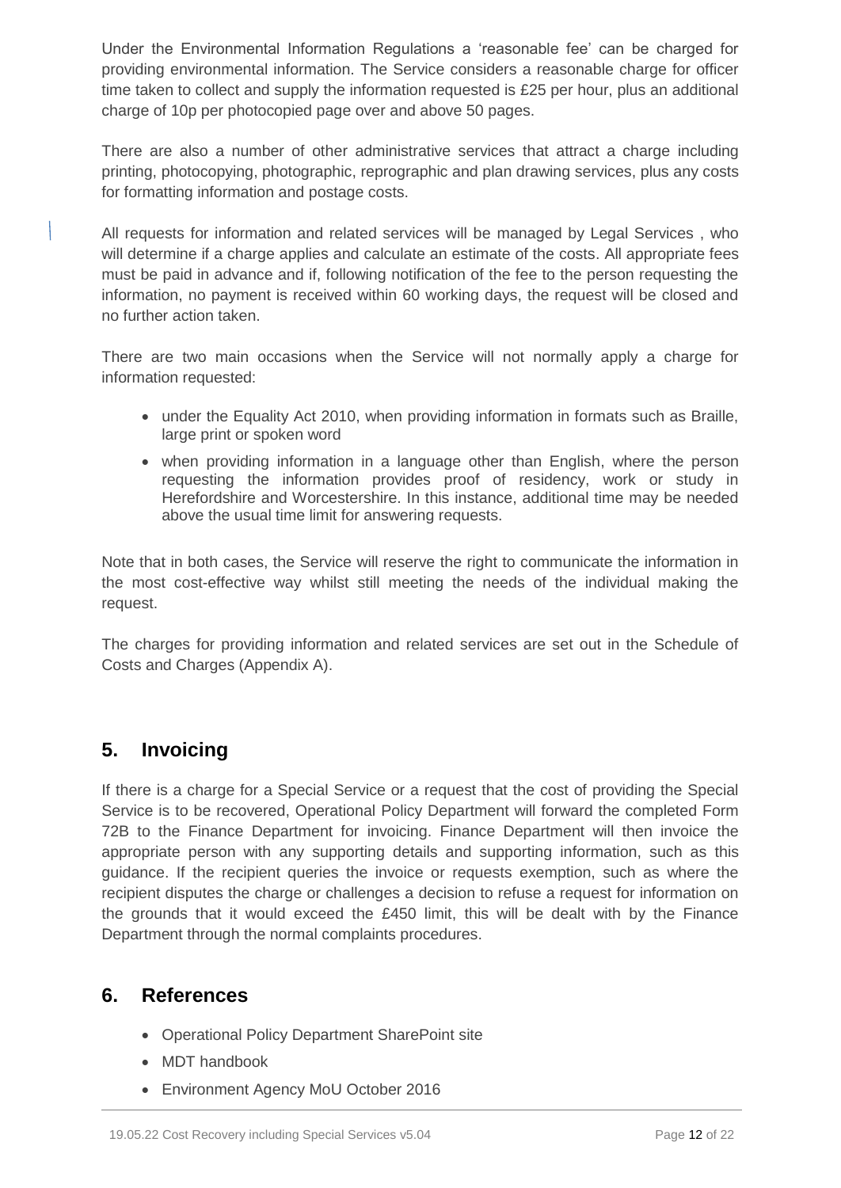Under the Environmental Information Regulations a 'reasonable fee' can be charged for providing environmental information. The Service considers a reasonable charge for officer time taken to collect and supply the information requested is £25 per hour, plus an additional charge of 10p per photocopied page over and above 50 pages.

There are also a number of other administrative services that attract a charge including printing, photocopying, photographic, reprographic and plan drawing services, plus any costs for formatting information and postage costs.

All requests for information and related services will be managed by Legal Services , who will determine if a charge applies and calculate an estimate of the costs. All appropriate fees must be paid in advance and if, following notification of the fee to the person requesting the information, no payment is received within 60 working days, the request will be closed and no further action taken.

There are two main occasions when the Service will not normally apply a charge for information requested:

- under the Equality Act 2010, when providing information in formats such as Braille, large print or spoken word
- when providing information in a language other than English, where the person requesting the information provides proof of residency, work or study in Herefordshire and Worcestershire. In this instance, additional time may be needed above the usual time limit for answering requests.

Note that in both cases, the Service will reserve the right to communicate the information in the most cost-effective way whilst still meeting the needs of the individual making the request.

The charges for providing information and related services are set out in the Schedule of Costs and Charges (Appendix A).

## 5. Invoicing

If there is a charge for a Special Service or a request that the cost of providing the Special Service is to be recovered, Operational Policy Department will forward the completed Form 72B to the Finance Department for invoicing. Finance Department will then invoice the appropriate person with any supporting details and supporting information, such as this guidance. If the recipient queries the invoice or requests exemption, such as where the recipient disputes the charge or challenges a decision to refuse a request for information on the grounds that it would exceed the £450 limit, this will be dealt with by the Finance Department through the normal complaints procedures.

## 6. References

- Operational Policy Department SharePoint site
- MDT handbook
- Environment Agency MoU October 2016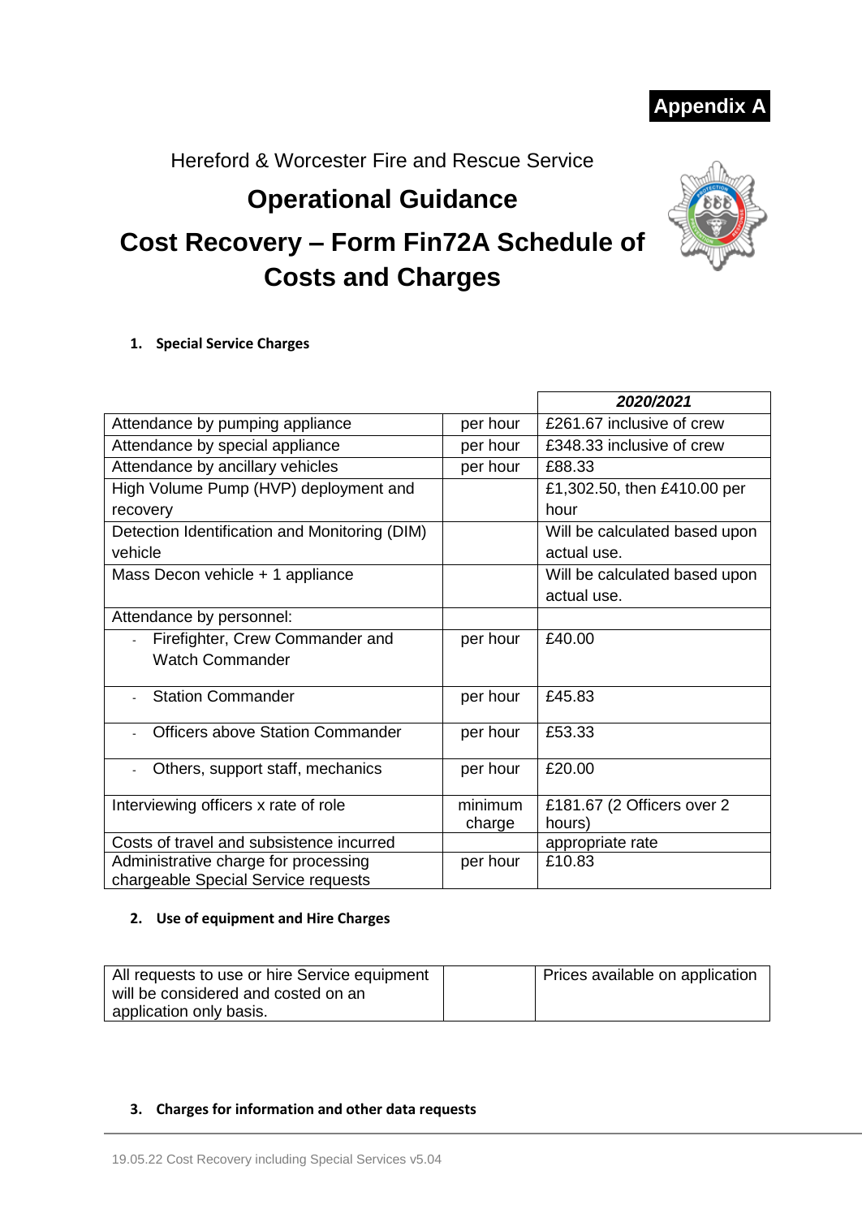**Appendix A**

Hereford & Worcester Fire and Rescue Service

# Operational Guidance

# Cost Recovery – Form Fin72A Schedule of Costs and Charges

## 1. Special Service Charges

| | | *2020/2021* |
|---|---|---|
| Attendance by pumping appliance | per hour | £261.67 inclusive of crew |
| Attendance by special appliance | per hour | £348.33 inclusive of crew |
| Attendance by ancillary vehicles | per hour | £88.33 |
| High Volume Pump (HVP) deployment and recovery | | £1,302.50, then £410.00 per hour |
| Detection Identification and Monitoring (DIM) vehicle | | Will be calculated based upon actual use. |
| Mass Decon vehicle + 1 appliance | | Will be calculated based upon actual use. |
| Attendance by personnel: | | |
| - Firefighter, Crew Commander and Watch Commander | per hour | £40.00 |
| - Station Commander | per hour | £45.83 |
| - Officers above Station Commander | per hour | £53.33 |
| - Others, support staff, mechanics | per hour | £20.00 |
| Interviewing officers x rate of role | minimum charge | £181.67 (2 Officers over 2 hours) |
| Costs of travel and subsistence incurred | | appropriate rate |
| Administrative charge for processing chargeable Special Service requests | per hour | £10.83 |

## 2. Use of equipment and Hire Charges

| | | |
|---|---|---|
| All requests to use or hire Service equipment will be considered and costed on an application only basis. | | Prices available on application |

## 3. Charges for information and other data requests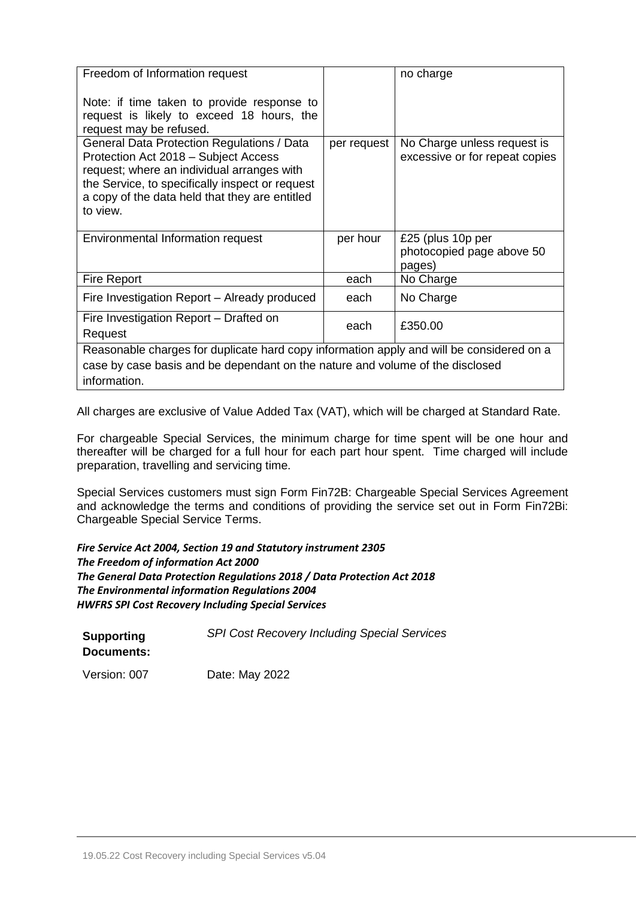| Freedom of Information request<br><br>Note: if time taken to provide response to request is likely to exceed 18 hours, the request may be refused. | | no charge |
|---|---|---|
| General Data Protection Regulations / Data Protection Act 2018 – Subject Access request; where an individual arranges with the Service, to specifically inspect or request a copy of the data held that they are entitled to view. | per request | No Charge unless request is excessive or for repeat copies |
| Environmental Information request | per hour | £25 (plus 10p per photocopied page above 50 pages) |
| Fire Report | each | No Charge |
| Fire Investigation Report – Already produced | each | No Charge |
| Fire Investigation Report – Drafted on Request | each | £350.00 |
| Reasonable charges for duplicate hard copy information apply and will be considered on a case by case basis and be dependant on the nature and volume of the disclosed information. | | |

All charges are exclusive of Value Added Tax (VAT), which will be charged at Standard Rate.

For chargeable Special Services, the minimum charge for time spent will be one hour and thereafter will be charged for a full hour for each part hour spent. Time charged will include preparation, travelling and servicing time.

Special Services customers must sign Form Fin72B: Chargeable Special Services Agreement and acknowledge the terms and conditions of providing the service set out in Form Fin72Bi: Chargeable Special Service Terms.

***Fire Service Act 2004, Section 19 and Statutory instrument 2305***
***The Freedom of information Act 2000***
***The General Data Protection Regulations 2018 / Data Protection Act 2018***
***The Environmental information Regulations 2004***
***HWFRS SPI Cost Recovery Including Special Services***

**Supporting Documents:** *SPI Cost Recovery Including Special Services*

Version: 007 Date: May 2022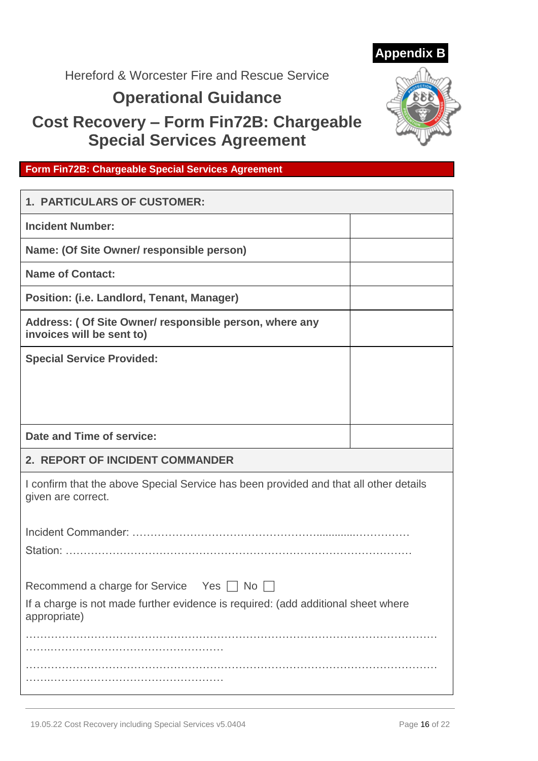**Appendix B**

Hereford & Worcester Fire and Rescue Service

# Operational Guidance

# Cost Recovery – Form Fin72B: Chargeable Special Services Agreement

## Form Fin72B: Chargeable Special Services Agreement

| **1. PARTICULARS OF CUSTOMER:** | |
|---|---|
| **Incident Number:** | |
| **Name: (Of Site Owner/ responsible person)** | |
| **Name of Contact:** | |
| **Position: (i.e. Landlord, Tenant, Manager)** | |
| **Address: ( Of Site Owner/ responsible person, where any invoices will be sent to)** | |
| **Special Service Provided:** | |
| **Date and Time of service:** | |

**2. REPORT OF INCIDENT COMMANDER**

I confirm that the above Special Service has been provided and that all other details given are correct.

Incident Commander: ………………………………………………………………………

Station: ………………………………………………………………………………………

Recommend a charge for Service Yes ☐ No ☐

If a charge is not made further evidence is required: (add additional sheet where appropriate)

……………………………………………………………………………………………………
……………………………………………………

……………………………………………………………………………………………………
……………………………………………………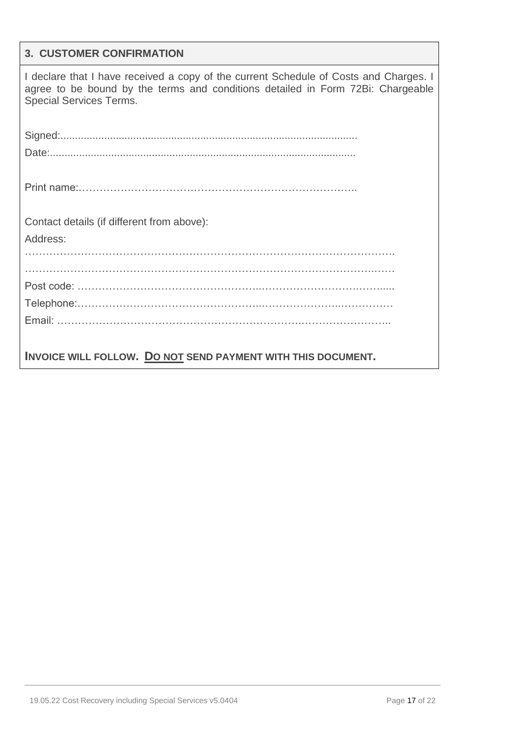## 3. CUSTOMER CONFIRMATION

I declare that I have received a copy of the current Schedule of Costs and Charges. I agree to be bound by the terms and conditions detailed in Form 72Bi: Chargeable Special Services Terms.

Signed:....................................................................................................

Date:.......................................................................................................

Print name:…………………………………………………………………..

Contact details (if different from above):

Address:

…………………………………………………………………………………………….

…………………………………………………………………………………………….

Post code: ……………………………………………………………………………......

Telephone:…………………………………………………………………………………

Email: ………………………………………………………………………………..

**INVOICE WILL FOLLOW. <u>DO NOT</u> SEND PAYMENT WITH THIS DOCUMENT.**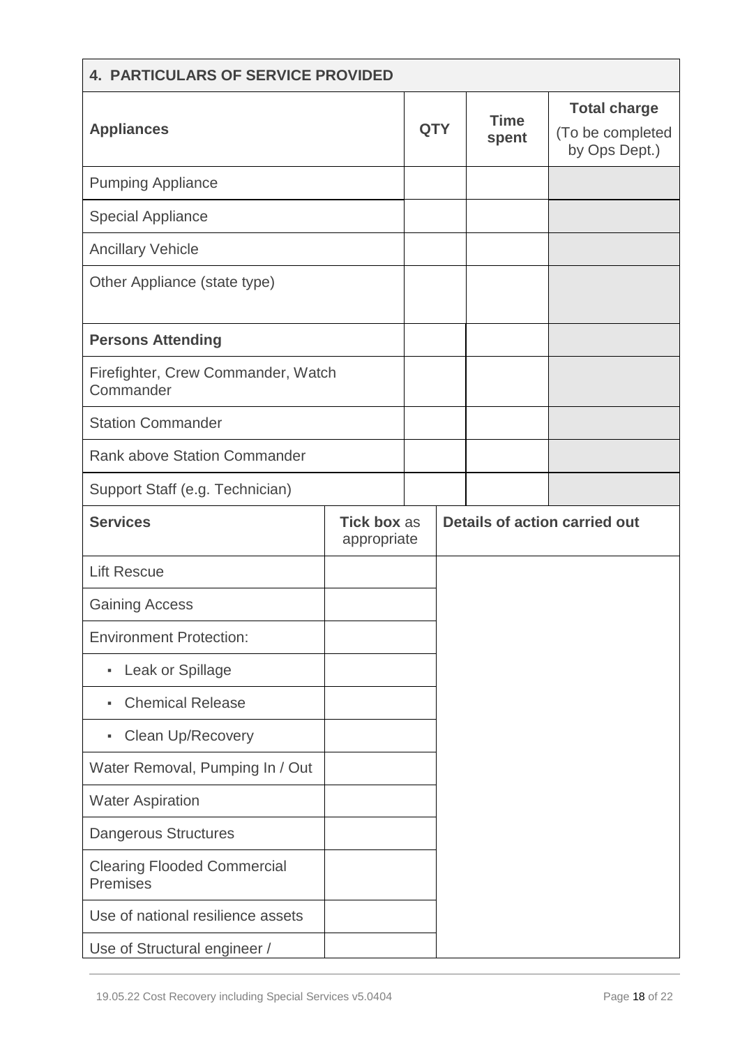| 4. PARTICULARS OF SERVICE PROVIDED | | | |
|---|---|---|---|
| **Appliances** | **QTY** | **Time spent** | **Total charge** (To be completed by Ops Dept.) |
| Pumping Appliance | | | |
| Special Appliance | | | |
| Ancillary Vehicle | | | |
| Other Appliance (state type) | | | |
| **Persons Attending** | | | |
| Firefighter, Crew Commander, Watch Commander | | | |
| Station Commander | | | |
| Rank above Station Commander | | | |
| Support Staff (e.g. Technician) | | | |

| **Services** | **Tick box** as appropriate | **Details of action carried out** |
|---|---|---|
| Lift Rescue | | |
| Gaining Access | | |
| Environment Protection: | | |
| ▪ Leak or Spillage | | |
| ▪ Chemical Release | | |
| ▪ Clean Up/Recovery | | |
| Water Removal, Pumping In / Out | | |
| Water Aspiration | | |
| Dangerous Structures | | |
| Clearing Flooded Commercial Premises | | |
| Use of national resilience assets | | |
| Use of Structural engineer / | | |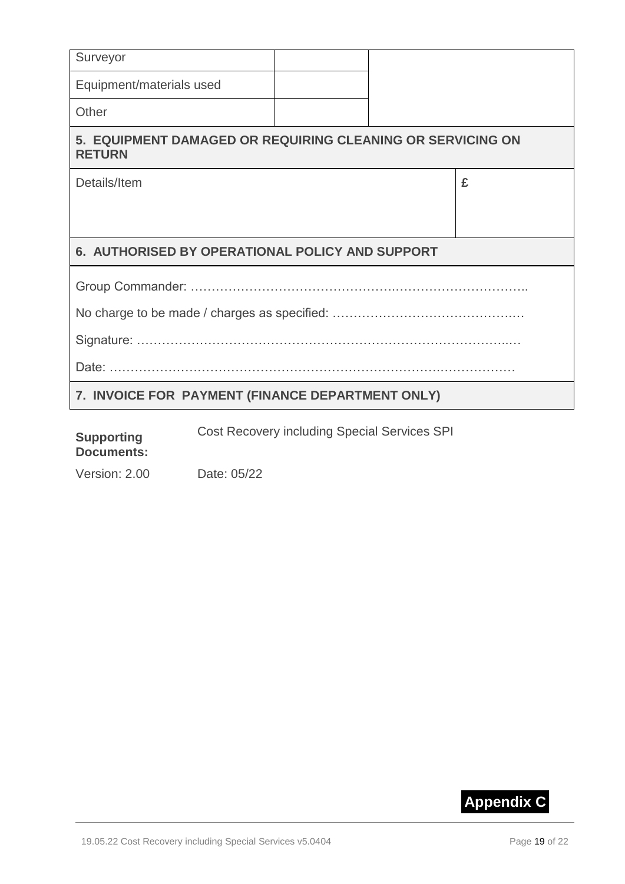| | | |
|---|---|---|
| Surveyor | | |
| Equipment/materials used | | |
| Other | | |

**5. EQUIPMENT DAMAGED OR REQUIRING CLEANING OR SERVICING ON RETURN**

| Details/Item | £ |
|---|---|
| | |

**6. AUTHORISED BY OPERATIONAL POLICY AND SUPPORT**

Group Commander: …………………………………………………………………………..

No charge to be made / charges as specified: ………………………………………

Signature: …………………………………………………………………………………

Date: ………………………………………………………………………………………

**7. INVOICE FOR PAYMENT (FINANCE DEPARTMENT ONLY)**

| | |
|---|---|
| **Supporting Documents:** | Cost Recovery including Special Services SPI |
| Version: 2.00 | Date: 05/22 |

**Appendix C**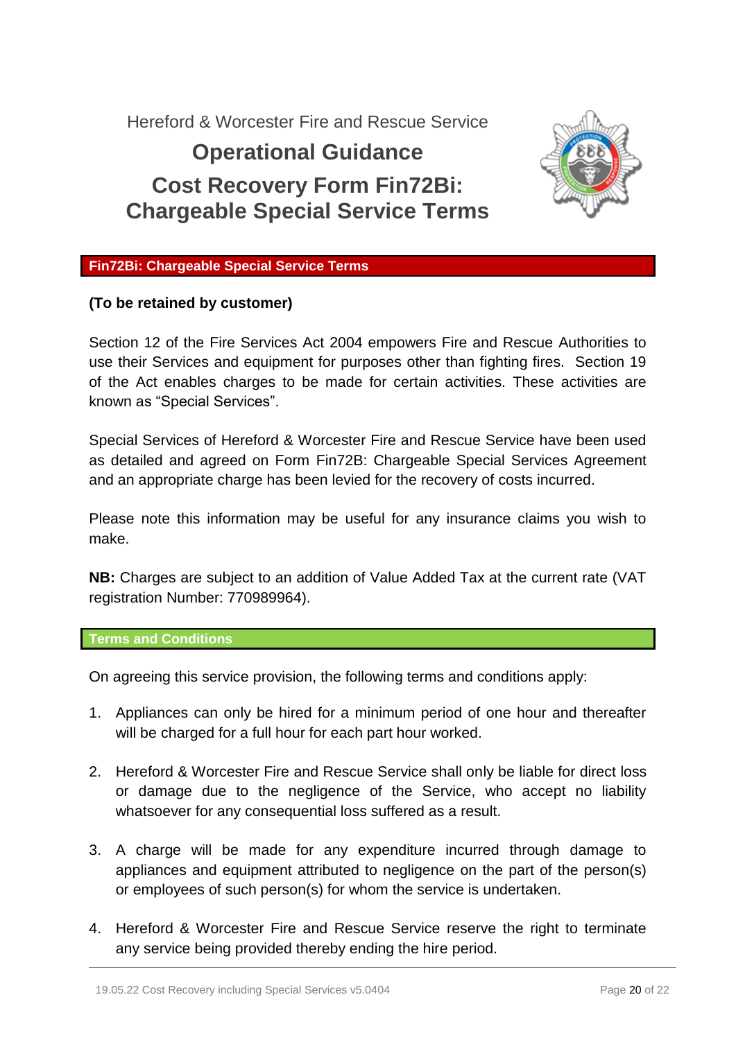Hereford & Worcester Fire and Rescue Service

# Operational Guidance

# Cost Recovery Form Fin72Bi: Chargeable Special Service Terms

## Fin72Bi: Chargeable Special Service Terms

**(To be retained by customer)**

Section 12 of the Fire Services Act 2004 empowers Fire and Rescue Authorities to use their Services and equipment for purposes other than fighting fires. Section 19 of the Act enables charges to be made for certain activities. These activities are known as “Special Services”.

Special Services of Hereford & Worcester Fire and Rescue Service have been used as detailed and agreed on Form Fin72B: Chargeable Special Services Agreement and an appropriate charge has been levied for the recovery of costs incurred.

Please note this information may be useful for any insurance claims you wish to make.

**NB:** Charges are subject to an addition of Value Added Tax at the current rate (VAT registration Number: 770989964).

## Terms and Conditions

On agreeing this service provision, the following terms and conditions apply:

1. Appliances can only be hired for a minimum period of one hour and thereafter will be charged for a full hour for each part hour worked.

2. Hereford & Worcester Fire and Rescue Service shall only be liable for direct loss or damage due to the negligence of the Service, who accept no liability whatsoever for any consequential loss suffered as a result.

3. A charge will be made for any expenditure incurred through damage to appliances and equipment attributed to negligence on the part of the person(s) or employees of such person(s) for whom the service is undertaken.

4. Hereford & Worcester Fire and Rescue Service reserve the right to terminate any service being provided thereby ending the hire period.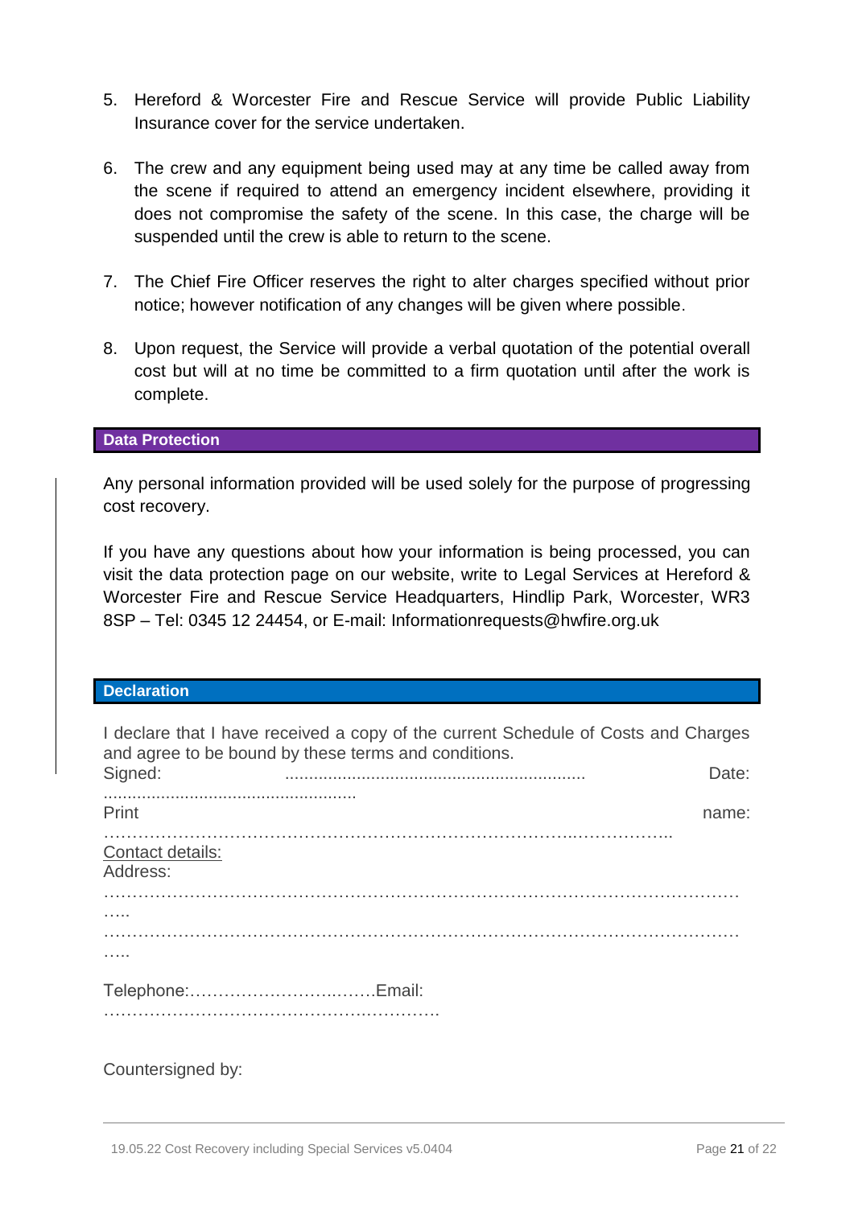5. Hereford & Worcester Fire and Rescue Service will provide Public Liability Insurance cover for the service undertaken.

6. The crew and any equipment being used may at any time be called away from the scene if required to attend an emergency incident elsewhere, providing it does not compromise the safety of the scene. In this case, the charge will be suspended until the crew is able to return to the scene.

7. The Chief Fire Officer reserves the right to alter charges specified without prior notice; however notification of any changes will be given where possible.

8. Upon request, the Service will provide a verbal quotation of the potential overall cost but will at no time be committed to a firm quotation until after the work is complete.

## Data Protection

Any personal information provided will be used solely for the purpose of progressing cost recovery.

If you have any questions about how your information is being processed, you can visit the data protection page on our website, write to Legal Services at Hereford & Worcester Fire and Rescue Service Headquarters, Hindlip Park, Worcester, WR3 8SP – Tel: 0345 12 24454, or E-mail: Informationrequests@hwfire.org.uk

## Declaration

I declare that I have received a copy of the current Schedule of Costs and Charges and agree to be bound by these terms and conditions.

Signed: ............................................................... Date: ....................................................

Print name: ………………………………………………………………………..……………..

Contact details:

Address:

……………………………………………………………………………………………………
…..

……………………………………………………………………………………………………
…..

Telephone:………………………..……Email: ……………………………………….………….

Countersigned by: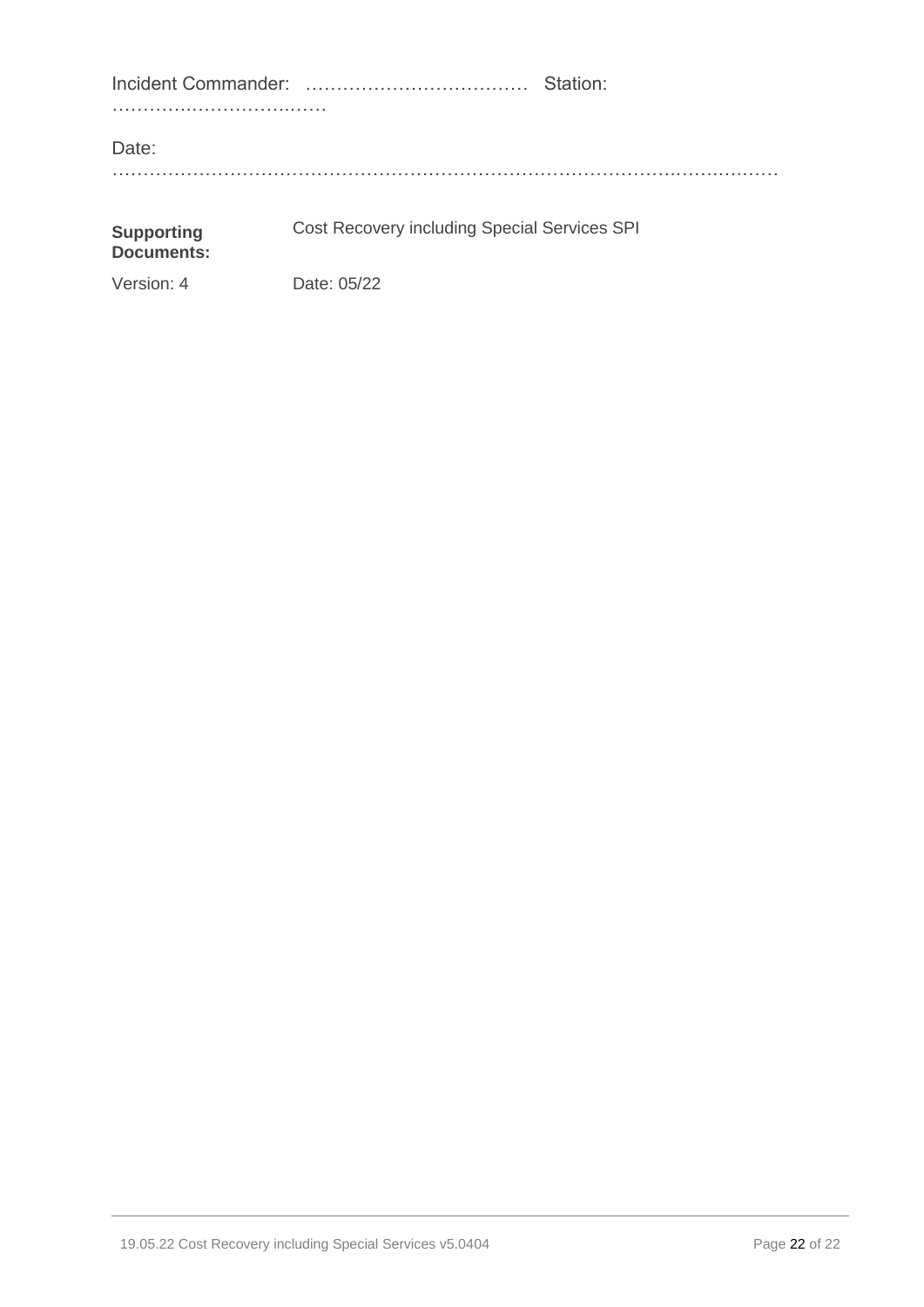Incident Commander: ……………………………… Station: ………………………………

Date: ………………………………………………………………………………………………

| | |
|---|---|
| **Supporting Documents:** | Cost Recovery including Special Services SPI |
| Version: 4 | Date: 05/22 |